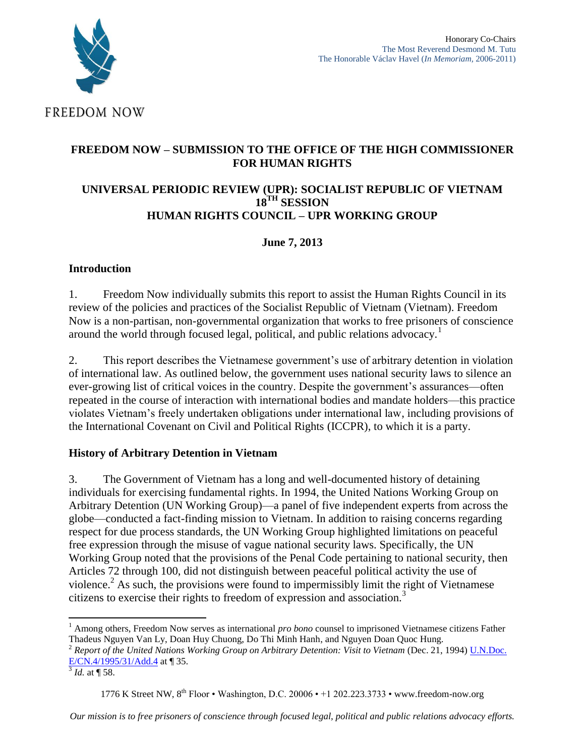FREEDOM NOW

Honorary Co-Chairs
The Most Reverend Desmond M. Tutu
The Honorable Václav Havel (*In Memoriam*, 2006-2011)

## FREEDOM NOW – SUBMISSION TO THE OFFICE OF THE HIGH COMMISSIONER FOR HUMAN RIGHTS

## UNIVERSAL PERIODIC REVIEW (UPR): SOCIALIST REPUBLIC OF VIETNAM 18TH SESSION HUMAN RIGHTS COUNCIL – UPR WORKING GROUP

**June 7, 2013**

### Introduction

1. Freedom Now individually submits this report to assist the Human Rights Council in its review of the policies and practices of the Socialist Republic of Vietnam (Vietnam). Freedom Now is a non-partisan, non-governmental organization that works to free prisoners of conscience around the world through focused legal, political, and public relations advocacy.[1]

2. This report describes the Vietnamese government's use of arbitrary detention in violation of international law. As outlined below, the government uses national security laws to silence an ever-growing list of critical voices in the country. Despite the government's assurances—often repeated in the course of interaction with international bodies and mandate holders—this practice violates Vietnam's freely undertaken obligations under international law, including provisions of the International Covenant on Civil and Political Rights (ICCPR), to which it is a party.

### History of Arbitrary Detention in Vietnam

3. The Government of Vietnam has a long and well-documented history of detaining individuals for exercising fundamental rights. In 1994, the United Nations Working Group on Arbitrary Detention (UN Working Group)—a panel of five independent experts from across the globe—conducted a fact-finding mission to Vietnam. In addition to raising concerns regarding respect for due process standards, the UN Working Group highlighted limitations on peaceful free expression through the misuse of vague national security laws. Specifically, the UN Working Group noted that the provisions of the Penal Code pertaining to national security, then Articles 72 through 100, did not distinguish between peaceful political activity the use of violence.[2] As such, the provisions were found to impermissibly limit the right of Vietnamese citizens to exercise their rights to freedom of expression and association.[3]

---

[1] Among others, Freedom Now serves as international *pro bono* counsel to imprisoned Vietnamese citizens Father Thadeus Nguyen Van Ly, Doan Huy Chuong, Do Thi Minh Hanh, and Nguyen Doan Quoc Hung.

[2] *Report of the United Nations Working Group on Arbitrary Detention: Visit to Vietnam* (Dec. 21, 1994) U.N.Doc. E/CN.4/1995/31/Add.4 at ¶ 35.

[3] *Id.* at ¶ 58.

1776 K Street NW, 8th Floor • Washington, D.C. 20006 • +1 202.223.3733 • www.freedom-now.org

*Our mission is to free prisoners of conscience through focused legal, political and public relations advocacy efforts.*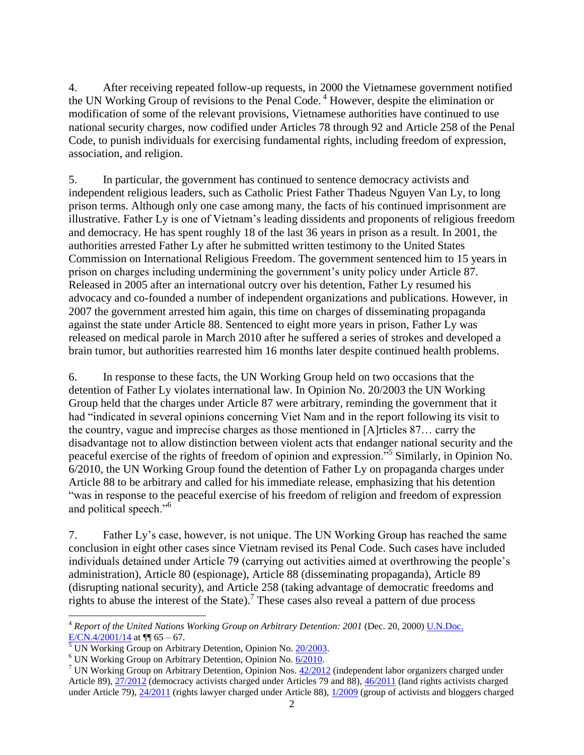4. After receiving repeated follow-up requests, in 2000 the Vietnamese government notified the UN Working Group of revisions to the Penal Code. [4] However, despite the elimination or modification of some of the relevant provisions, Vietnamese authorities have continued to use national security charges, now codified under Articles 78 through 92 and Article 258 of the Penal Code, to punish individuals for exercising fundamental rights, including freedom of expression, association, and religion.

5. In particular, the government has continued to sentence democracy activists and independent religious leaders, such as Catholic Priest Father Thadeus Nguyen Van Ly, to long prison terms. Although only one case among many, the facts of his continued imprisonment are illustrative. Father Ly is one of Vietnam's leading dissidents and proponents of religious freedom and democracy. He has spent roughly 18 of the last 36 years in prison as a result. In 2001, the authorities arrested Father Ly after he submitted written testimony to the United States Commission on International Religious Freedom. The government sentenced him to 15 years in prison on charges including undermining the government's unity policy under Article 87. Released in 2005 after an international outcry over his detention, Father Ly resumed his advocacy and co-founded a number of independent organizations and publications. However, in 2007 the government arrested him again, this time on charges of disseminating propaganda against the state under Article 88. Sentenced to eight more years in prison, Father Ly was released on medical parole in March 2010 after he suffered a series of strokes and developed a brain tumor, but authorities rearrested him 16 months later despite continued health problems.

6. In response to these facts, the UN Working Group held on two occasions that the detention of Father Ly violates international law. In Opinion No. 20/2003 the UN Working Group held that the charges under Article 87 were arbitrary, reminding the government that it had "indicated in several opinions concerning Viet Nam and in the report following its visit to the country, vague and imprecise charges as those mentioned in [A]rticles 87… carry the disadvantage not to allow distinction between violent acts that endanger national security and the peaceful exercise of the rights of freedom of opinion and expression."[5] Similarly, in Opinion No. 6/2010, the UN Working Group found the detention of Father Ly on propaganda charges under Article 88 to be arbitrary and called for his immediate release, emphasizing that his detention "was in response to the peaceful exercise of his freedom of religion and freedom of expression and political speech."[6]

7. Father Ly's case, however, is not unique. The UN Working Group has reached the same conclusion in eight other cases since Vietnam revised its Penal Code. Such cases have included individuals detained under Article 79 (carrying out activities aimed at overthrowing the people's administration), Article 80 (espionage), Article 88 (disseminating propaganda), Article 89 (disrupting national security), and Article 258 (taking advantage of democratic freedoms and rights to abuse the interest of the State).[7] These cases also reveal a pattern of due process

---

[4] *Report of the United Nations Working Group on Arbitrary Detention: 2001* (Dec. 20, 2000) U.N.Doc. E/CN.4/2001/14 at ¶¶ 65 – 67.

[5] UN Working Group on Arbitrary Detention, Opinion No. 20/2003.

[6] UN Working Group on Arbitrary Detention, Opinion No. 6/2010.

[7] UN Working Group on Arbitrary Detention, Opinion Nos. 42/2012 (independent labor organizers charged under Article 89), 27/2012 (democracy activists charged under Articles 79 and 88), 46/2011 (land rights activists charged under Article 79), 24/2011 (rights lawyer charged under Article 88), 1/2009 (group of activists and bloggers charged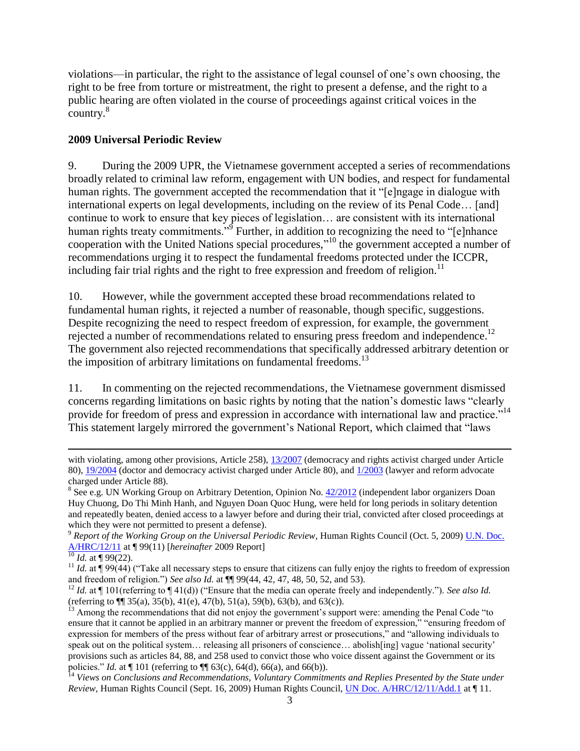violations—in particular, the right to the assistance of legal counsel of one's own choosing, the right to be free from torture or mistreatment, the right to present a defense, and the right to a public hearing are often violated in the course of proceedings against critical voices in the country.[8]

**2009 Universal Periodic Review**

9. During the 2009 UPR, the Vietnamese government accepted a series of recommendations broadly related to criminal law reform, engagement with UN bodies, and respect for fundamental human rights. The government accepted the recommendation that it "[e]ngage in dialogue with international experts on legal developments, including on the review of its Penal Code… [and] continue to work to ensure that key pieces of legislation… are consistent with its international human rights treaty commitments."[9] Further, in addition to recognizing the need to "[e]nhance cooperation with the United Nations special procedures,"[10] the government accepted a number of recommendations urging it to respect the fundamental freedoms protected under the ICCPR, including fair trial rights and the right to free expression and freedom of religion.[11]

10. However, while the government accepted these broad recommendations related to fundamental human rights, it rejected a number of reasonable, though specific, suggestions. Despite recognizing the need to respect freedom of expression, for example, the government rejected a number of recommendations related to ensuring press freedom and independence.[12] The government also rejected recommendations that specifically addressed arbitrary detention or the imposition of arbitrary limitations on fundamental freedoms.[13]

11. In commenting on the rejected recommendations, the Vietnamese government dismissed concerns regarding limitations on basic rights by noting that the nation's domestic laws "clearly provide for freedom of press and expression in accordance with international law and practice."[14] This statement largely mirrored the government's National Report, which claimed that "laws

---

with violating, among other provisions, Article 258), 13/2007 (democracy and rights activist charged under Article 80), 19/2004 (doctor and democracy activist charged under Article 80), and 1/2003 (lawyer and reform advocate charged under Article 88).

[8] See e.g. UN Working Group on Arbitrary Detention, Opinion No. 42/2012 (independent labor organizers Doan Huy Chuong, Do Thi Minh Hanh, and Nguyen Doan Quoc Hung, were held for long periods in solitary detention and repeatedly beaten, denied access to a lawyer before and during their trial, convicted after closed proceedings at which they were not permitted to present a defense).

[9] *Report of the Working Group on the Universal Periodic Review*, Human Rights Council (Oct. 5, 2009) U.N. Doc. A/HRC/12/11 at ¶ 99(11) [*hereinafter* 2009 Report]

[10] *Id.* at ¶ 99(22).

[11] *Id.* at ¶ 99(44) ("Take all necessary steps to ensure that citizens can fully enjoy the rights to freedom of expression and freedom of religion.") *See also Id.* at ¶¶ 99(44, 42, 47, 48, 50, 52, and 53).

[12] *Id.* at ¶ 101(referring to ¶ 41(d)) ("Ensure that the media can operate freely and independently."). *See also Id.* (referring to ¶¶ 35(a), 35(b), 41(e), 47(b), 51(a), 59(b), 63(b), and 63(c)).

[13] Among the recommendations that did not enjoy the government's support were: amending the Penal Code "to ensure that it cannot be applied in an arbitrary manner or prevent the freedom of expression," "ensuring freedom of expression for members of the press without fear of arbitrary arrest or prosecutions," and "allowing individuals to speak out on the political system… releasing all prisoners of conscience… abolish[ing] vague 'national security' provisions such as articles 84, 88, and 258 used to convict those who voice dissent against the Government or its policies." *Id.* at ¶ 101 (referring to ¶¶ 63(c), 64(d), 66(a), and 66(b)).

[14] *Views on Conclusions and Recommendations, Voluntary Commitments and Replies Presented by the State under Review*, Human Rights Council (Sept. 16, 2009) Human Rights Council, UN Doc. A/HRC/12/11/Add.1 at ¶ 11.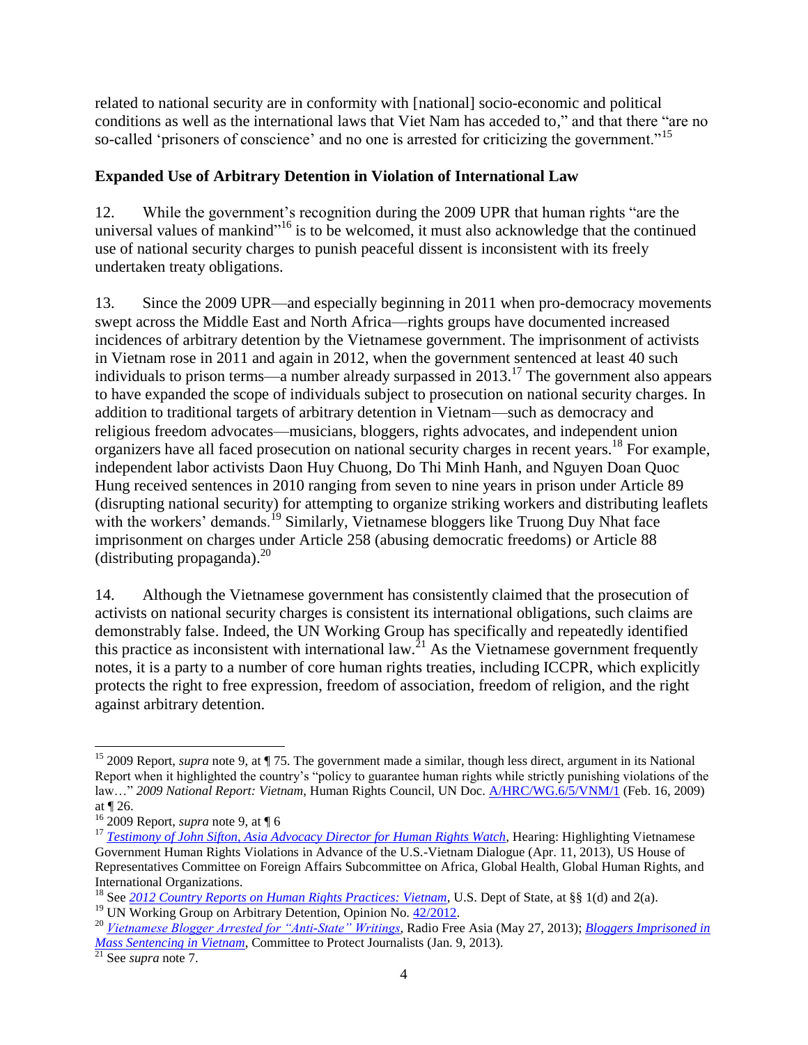related to national security are in conformity with [national] socio-economic and political conditions as well as the international laws that Viet Nam has acceded to," and that there "are no so-called 'prisoners of conscience' and no one is arrested for criticizing the government."[15]

**Expanded Use of Arbitrary Detention in Violation of International Law**

12. While the government's recognition during the 2009 UPR that human rights "are the universal values of mankind"[16] is to be welcomed, it must also acknowledge that the continued use of national security charges to punish peaceful dissent is inconsistent with its freely undertaken treaty obligations.

13. Since the 2009 UPR—and especially beginning in 2011 when pro-democracy movements swept across the Middle East and North Africa—rights groups have documented increased incidences of arbitrary detention by the Vietnamese government. The imprisonment of activists in Vietnam rose in 2011 and again in 2012, when the government sentenced at least 40 such individuals to prison terms—a number already surpassed in 2013.[17] The government also appears to have expanded the scope of individuals subject to prosecution on national security charges. In addition to traditional targets of arbitrary detention in Vietnam—such as democracy and religious freedom advocates—musicians, bloggers, rights advocates, and independent union organizers have all faced prosecution on national security charges in recent years.[18] For example, independent labor activists Daon Huy Chuong, Do Thi Minh Hanh, and Nguyen Doan Quoc Hung received sentences in 2010 ranging from seven to nine years in prison under Article 89 (disrupting national security) for attempting to organize striking workers and distributing leaflets with the workers' demands.[19] Similarly, Vietnamese bloggers like Truong Duy Nhat face imprisonment on charges under Article 258 (abusing democratic freedoms) or Article 88 (distributing propaganda).[20]

14. Although the Vietnamese government has consistently claimed that the prosecution of activists on national security charges is consistent its international obligations, such claims are demonstrably false. Indeed, the UN Working Group has specifically and repeatedly identified this practice as inconsistent with international law.[21] As the Vietnamese government frequently notes, it is a party to a number of core human rights treaties, including ICCPR, which explicitly protects the right to free expression, freedom of association, freedom of religion, and the right against arbitrary detention.

---

[15] 2009 Report, *supra* note 9, at ¶ 75. The government made a similar, though less direct, argument in its National Report when it highlighted the country's "policy to guarantee human rights while strictly punishing violations of the law…" *2009 National Report: Vietnam*, Human Rights Council, UN Doc. A/HRC/WG.6/5/VNM/1 (Feb. 16, 2009) at ¶ 26.

[16] 2009 Report, *supra* note 9, at ¶ 6

[17] *Testimony of John Sifton, Asia Advocacy Director for Human Rights Watch*, Hearing: Highlighting Vietnamese Government Human Rights Violations in Advance of the U.S.-Vietnam Dialogue (Apr. 11, 2013), US House of Representatives Committee on Foreign Affairs Subcommittee on Africa, Global Health, Global Human Rights, and International Organizations.

[18] See *2012 Country Reports on Human Rights Practices: Vietnam*, U.S. Dept of State, at §§ 1(d) and 2(a).

[19] UN Working Group on Arbitrary Detention, Opinion No. 42/2012.

[20] *Vietnamese Blogger Arrested for "Anti-State" Writings*, Radio Free Asia (May 27, 2013); *Bloggers Imprisoned in Mass Sentencing in Vietnam*, Committee to Protect Journalists (Jan. 9, 2013).

[21] See *supra* note 7.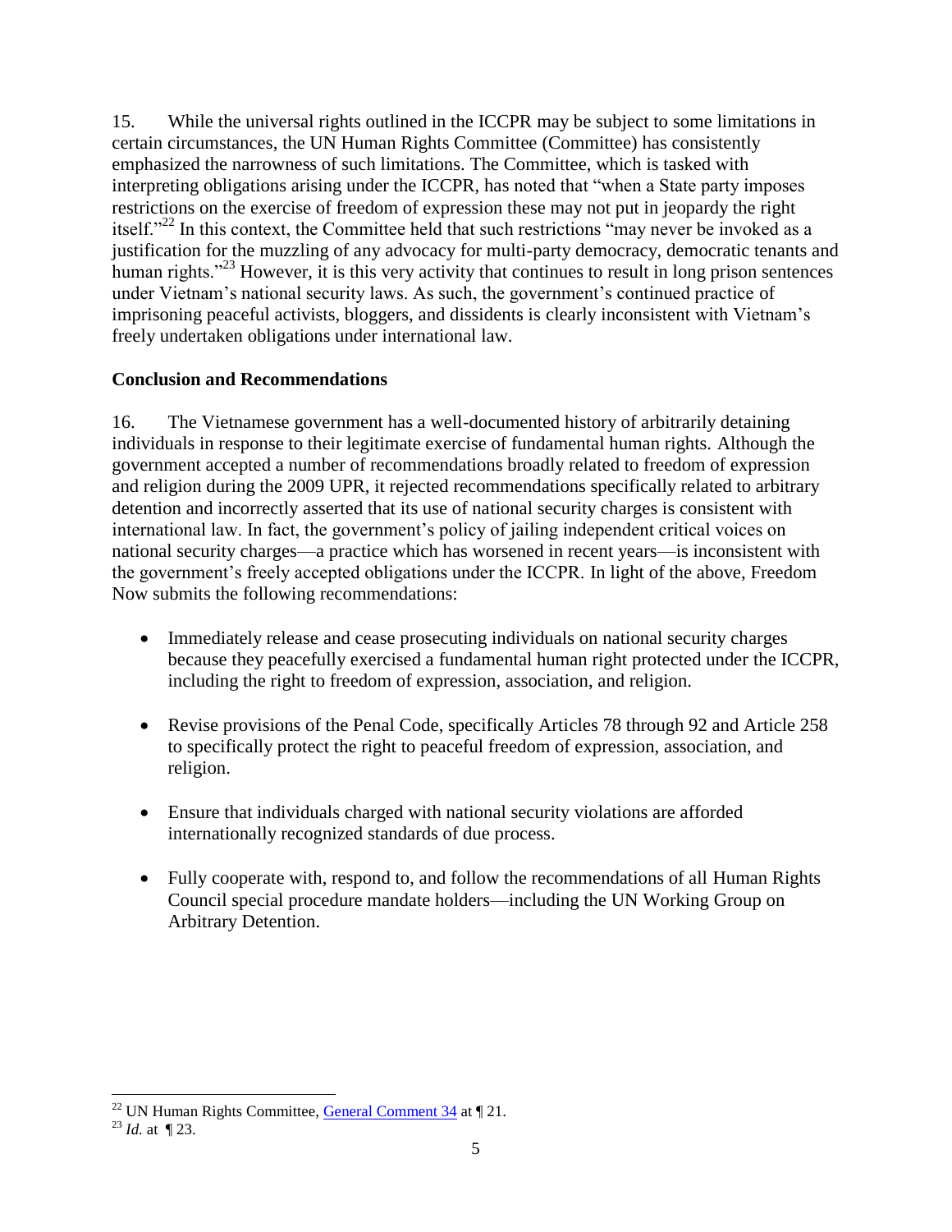15. While the universal rights outlined in the ICCPR may be subject to some limitations in certain circumstances, the UN Human Rights Committee (Committee) has consistently emphasized the narrowness of such limitations. The Committee, which is tasked with interpreting obligations arising under the ICCPR, has noted that "when a State party imposes restrictions on the exercise of freedom of expression these may not put in jeopardy the right itself."[22] In this context, the Committee held that such restrictions "may never be invoked as a justification for the muzzling of any advocacy for multi-party democracy, democratic tenants and human rights."[23] However, it is this very activity that continues to result in long prison sentences under Vietnam's national security laws. As such, the government's continued practice of imprisoning peaceful activists, bloggers, and dissidents is clearly inconsistent with Vietnam's freely undertaken obligations under international law.

**Conclusion and Recommendations**

16. The Vietnamese government has a well-documented history of arbitrarily detaining individuals in response to their legitimate exercise of fundamental human rights. Although the government accepted a number of recommendations broadly related to freedom of expression and religion during the 2009 UPR, it rejected recommendations specifically related to arbitrary detention and incorrectly asserted that its use of national security charges is consistent with international law. In fact, the government's policy of jailing independent critical voices on national security charges—a practice which has worsened in recent years—is inconsistent with the government's freely accepted obligations under the ICCPR. In light of the above, Freedom Now submits the following recommendations:

- Immediately release and cease prosecuting individuals on national security charges because they peacefully exercised a fundamental human right protected under the ICCPR, including the right to freedom of expression, association, and religion.

- Revise provisions of the Penal Code, specifically Articles 78 through 92 and Article 258 to specifically protect the right to peaceful freedom of expression, association, and religion.

- Ensure that individuals charged with national security violations are afforded internationally recognized standards of due process.

- Fully cooperate with, respond to, and follow the recommendations of all Human Rights Council special procedure mandate holders—including the UN Working Group on Arbitrary Detention.

---

[22] UN Human Rights Committee, General Comment 34 at ¶ 21.

[23] *Id.* at ¶ 23.